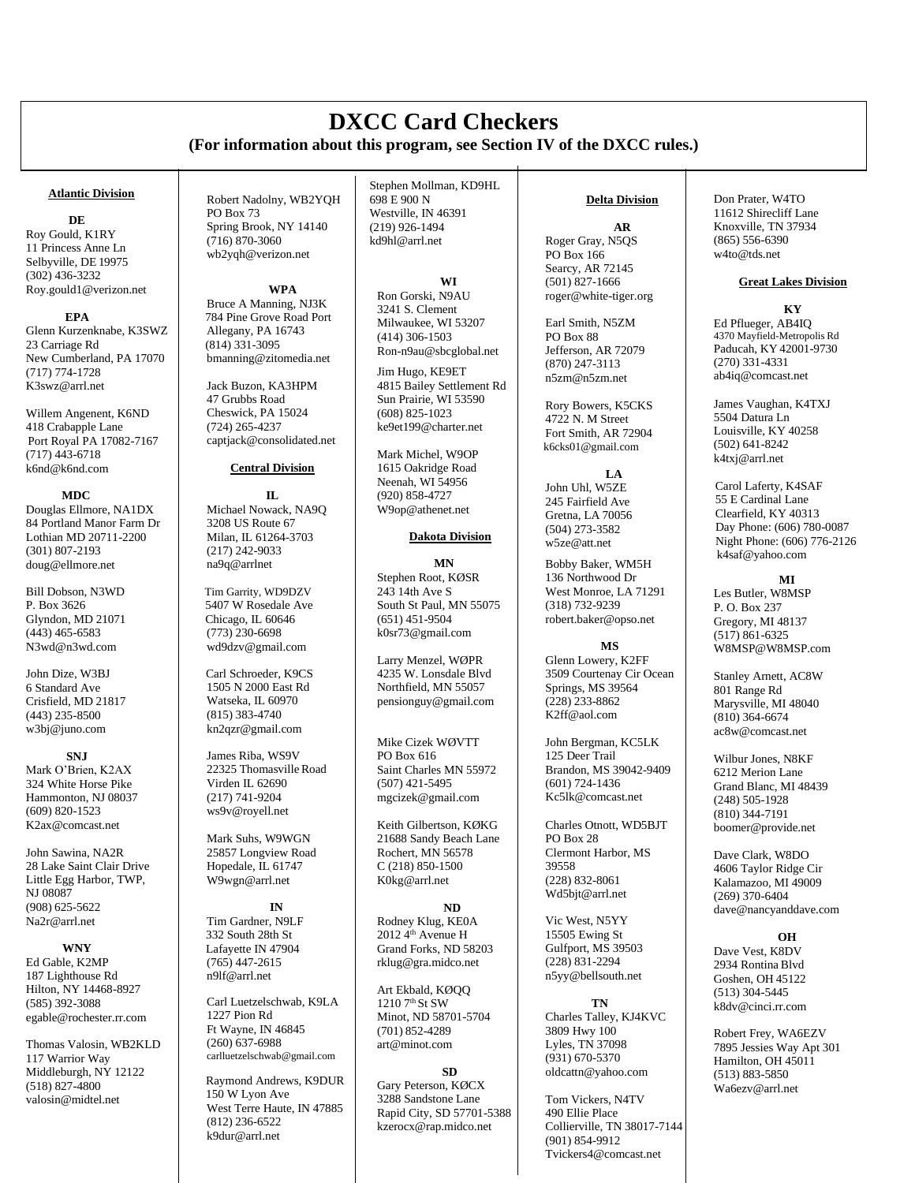# DXCC Card Checkers

**(For information about this program, see Section IV of the DXCC rules.)**

## Atlantic Division

### DE

Roy Gould, K1RY
11 Princess Anne Ln
Selbyville, DE 19975
(302) 436-3232
Roy.gould1@verizon.net

### EPA

Glenn Kurzenknabe, K3SWZ
23 Carriage Rd
New Cumberland, PA 17070
(717) 774-1728
K3swz@arrl.net

Willem Angenent, K6ND
418 Crabapple Lane
Port Royal PA 17082-7167
(717) 443-6718
k6nd@k6nd.com

### MDC

Douglas Ellmore, NA1DX
84 Portland Manor Farm Dr
Lothian MD 20711-2200
(301) 807-2193
doug@ellmore.net

Bill Dobson, N3WD
P. Box 3626
Glyndon, MD 21071
(443) 465-6583
N3wd@n3wd.com

John Dize, W3BJ
6 Standard Ave
Crisfield, MD 21817
(443) 235-8500
w3bj@juno.com

### SNJ

Mark O'Brien, K2AX
324 White Horse Pike
Hammonton, NJ 08037
(609) 820-1523
K2ax@comcast.net

John Sawina, NA2R
28 Lake Saint Clair Drive
Little Egg Harbor, TWP, NJ 08087
(908) 625-5622
Na2r@arrl.net

### WNY

Ed Gable, K2MP
187 Lighthouse Rd
Hilton, NY 14468-8927
(585) 392-3088
egable@rochester.rr.com

Thomas Valosin, WB2KLD
117 Warrior Way
Middleburgh, NY 12122
(518) 827-4800
valosin@midtel.net

Robert Nadolny, WB2YQH
PO Box 73
Spring Brook, NY 14140
(716) 870-3060
wb2yqh@verizon.net

### WPA

Bruce A Manning, NJ3K
784 Pine Grove Road Port Allegany, PA 16743
(814) 331-3095
bmanning@zitomedia.net

Jack Buzon, KA3HPM
47 Grubbs Road
Cheswick, PA 15024
(724) 265-4237
captjack@consolidated.net

## Central Division

### IL

Michael Nowack, NA9Q
3208 US Route 67
Milan, IL 61264-3703
(217) 242-9033
na9q@arrlnet

Tim Garrity, WD9DZV
5407 W Rosedale Ave
Chicago, IL 60646
(773) 230-6698
wd9dzv@gmail.com

Carl Schroeder, K9CS
1505 N 2000 East Rd
Watseka, IL 60970
(815) 383-4740
kn2qzr@gmail.com

James Riba, WS9V
22325 Thomasville Road
Virden IL 62690
(217) 741-9204
ws9v@royell.net

Mark Suhs, W9WGN
25857 Longview Road
Hopedale, IL 61747
W9wgn@arrl.net

### IN

Tim Gardner, N9LF
332 South 28th St
Lafayette IN 47904
(765) 447-2615
n9lf@arrl.net

Carl Luetzelschwab, K9LA
1227 Pion Rd
Ft Wayne, IN 46845
(260) 637-6988
carlluetzelschwab@gmail.com

Raymond Andrews, K9DUR
150 W Lyon Ave
West Terre Haute, IN 47885
(812) 236-6522
k9dur@arrl.net

Stephen Mollman, KD9HL
698 E 900 N
Westville, IN 46391
(219) 926-1494
kd9hl@arrl.net

### WI

Ron Gorski, N9AU
3241 S. Clement
Milwaukee, WI 53207
(414) 306-1503
Ron-n9au@sbcglobal.net

Jim Hugo, KE9ET
4815 Bailey Settlement Rd
Sun Prairie, WI 53590
(608) 825-1023
ke9et199@charter.net

Mark Michel, W9OP
1615 Oakridge Road
Neenah, WI 54956
(920) 858-4727
W9op@athenet.net

## Dakota Division

### MN

Stephen Root, KØSR
243 14th Ave S
South St Paul, MN 55075
(651) 451-9504
k0sr73@gmail.com

Larry Menzel, WØPR
4235 W. Lonsdale Blvd
Northfield, MN 55057
pensionguy@gmail.com

Mike Cizek WØVTT
PO Box 616
Saint Charles MN 55972
(507) 421-5495
mgcizek@gmail.com

Keith Gilbertson, KØKG
21688 Sandy Beach Lane
Rochert, MN 56578
C (218) 850-1500
K0kg@arrl.net

### ND

Rodney Klug, KE0A
2012 4th Avenue H
Grand Forks, ND 58203
rklug@gra.midco.net

Art Ekbald, KØQQ
1210 7th St SW
Minot, ND 58701-5704
(701) 852-4289
art@minot.com

### SD

Gary Peterson, KØCX
3288 Sandstone Lane
Rapid City, SD 57701-5388
kzerocx@rap.midco.net

## Delta Division

### AR

Roger Gray, N5QS
PO Box 166
Searcy, AR 72145
(501) 827-1666
roger@white-tiger.org

Earl Smith, N5ZM
PO Box 88
Jefferson, AR 72079
(870) 247-3113
n5zm@n5zm.net

Rory Bowers, K5CKS
4722 N. M Street
Fort Smith, AR 72904
k6cks01@gmail.com

### LA

John Uhl, W5ZE
245 Fairfield Ave
Gretna, LA 70056
(504) 273-3582
w5ze@att.net

Bobby Baker, WM5H
136 Northwood Dr
West Monroe, LA 71291
(318) 732-9239
robert.baker@opso.net

### MS

Glenn Lowery, K2FF
3509 Courtenay Cir Ocean Springs, MS 39564
(228) 233-8862
K2ff@aol.com

John Bergman, KC5LK
125 Deer Trail
Brandon, MS 39042-9409
(601) 724-1436
Kc5lk@comcast.net

Charles Otnott, WD5BJT
PO Box 28
Clermont Harbor, MS 39558
(228) 832-8061
Wd5bjt@arrl.net

Vic West, N5YY
15505 Ewing St
Gulfport, MS 39503
(228) 831-2294
n5yy@bellsouth.net

### TN

Charles Talley, KJ4KVC
3809 Hwy 100
Lyles, TN 37098
(931) 670-5370
oldcattn@yahoo.com

Tom Vickers, N4TV
490 Ellie Place
Collierville, TN 38017-7144
(901) 854-9912
Tvickers4@comcast.net

Don Prater, W4TO
11612 Shirecliff Lane
Knoxville, TN 37934
(865) 556-6390
w4to@tds.net

## Great Lakes Division

### KY

Ed Pflueger, AB4IQ
4370 Mayfield-Metropolis Rd
Paducah, KY 42001-9730
(270) 331-4331
ab4iq@comcast.net

James Vaughan, K4TXJ
5504 Datura Ln
Louisville, KY 40258
(502) 641-8242
k4txj@arrl.net

Carol Laferty, K4SAF
55 E Cardinal Lane
Clearfield, KY 40313
Day Phone: (606) 780-0087
Night Phone: (606) 776-2126
k4saf@yahoo.com

### MI

Les Butler, W8MSP
P. O. Box 237
Gregory, MI 48137
(517) 861-6325
W8MSP@W8MSP.com

Stanley Arnett, AC8W
801 Range Rd
Marysville, MI 48040
(810) 364-6674
ac8w@comcast.net

Wilbur Jones, N8KF
6212 Merion Lane
Grand Blanc, MI 48439
(248) 505-1928
(810) 344-7191
boomer@provide.net

Dave Clark, W8DO
4606 Taylor Ridge Cir
Kalamazoo, MI 49009
(269) 370-6404
dave@nancyanddave.com

### OH

Dave Vest, K8DV
2934 Rontina Blvd
Goshen, OH 45122
(513) 304-5445
k8dv@cinci.rr.com

Robert Frey, WA6EZV
7895 Jessies Way Apt 301
Hamilton, OH 45011
(513) 883-5850
Wa6ezv@arrl.net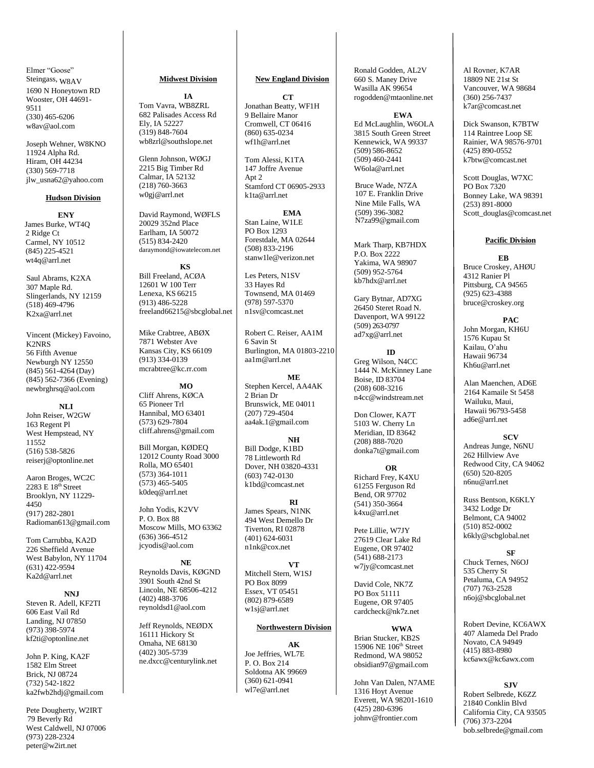Elmer "Goose" Steingass, W8AV
1690 N Honeytown RD
Wooster, OH 44691-9511
(330) 465-6206
w8av@aol.com

Joseph Wehner, W8KNO
11924 Alpha Rd.
Hiram, OH 44234
(330) 569-7718
jlw_usna62@yahoo.com

**Hudson Division**

**ENY**

James Burke, WT4Q
2 Ridge Ct
Carmel, NY 10512
(845) 225-4521
wt4q@arrl.net

Saul Abrams, K2XA
307 Maple Rd.
Slingerlands, NY 12159
(518) 469-4796
K2xa@arrl.net

Vincent (Mickey) Favoino, K2NRS
56 Fifth Avenue
Newburgh NY 12550
(845) 561-4264 (Day)
(845) 562-7366 (Evening)
newbrghrsq@aol.com

**NLI**

John Reiser, W2GW
163 Regent Pl
West Hempstead, NY 11552
(516) 538-5826
reiserj@optonline.net

Aaron Broges, WC2C
2283 E 18th Street
Brooklyn, NY 11229-4450
(917) 282-2801
Radioman613@gmail.com

Tom Carrubba, KA2D
226 Sheffield Avenue
West Babylon, NY 11704
(631) 422-9594
Ka2d@arrl.net

**NNJ**

Steven R. Adell, KF2TI
606 East Vail Rd
Landing, NJ 07850
(973) 398-5974
kf2ti@optonline.net

John P. King, KA2F
1582 Elm Street
Brick, NJ 08724
(732) 542-1822
ka2fwb2hdj@gmail.com

Pete Dougherty, W2IRT
79 Beverly Rd
West Caldwell, NJ 07006
(973) 228-2324
peter@w2irt.net

**Midwest Division**

**IA**

Tom Vavra, WB8ZRL
682 Palisades Access Rd
Ely, IA 52227
(319) 848-7604
wb8zrl@southslope.net

Glenn Johnson, WØGJ
2215 Big Timber Rd
Calmar, IA 52132
(218) 760-3663
w0gj@arrl.net

David Raymond, WØFLS
20029 352nd Place
Earlham, IA 50072
(515) 834-2420
daraymond@iowatelecom.net

**KS**

Bill Freeland, ACØA
12601 W 100 Terr
Lenexa, KS 66215
(913) 486-5228
freeland66215@sbcglobal.net

Mike Crabtree, ABØX
7871 Webster Ave
Kansas City, KS 66109
(913) 334-0139
mcrabtree@kc.rr.com

**MO**

Cliff Ahrens, KØCA
65 Pioneer Trl
Hannibal, MO 63401
(573) 629-7804
cliff.ahrens@gmail.com

Bill Morgan, KØDEQ
12012 County Road 3000
Rolla, MO 65401
(573) 364-1011
(573) 465-5405
k0deq@arrl.net

John Yodis, K2VV
P. O. Box 88
Moscow Mills, MO 63362
(636) 366-4512
jcyodis@aol.com

**NE**

Reynolds Davis, KØGND
3901 South 42nd St
Lincoln, NE 68506-4212
(402) 488-3706
reynoldsd1@aol.com

Jeff Reynolds, NEØDX
16111 Hickory St
Omaha, NE 68130
(402) 305-5739
ne.dxcc@centurylink.net

**New England Division**

**CT**

Jonathan Beatty, WF1H
9 Bellaire Manor
Cromwell, CT 06416
(860) 635-0234
wf1h@arrl.net

Tom Alessi, K1TA
147 Joffre Avenue
Apt 2
Stamford CT 06905-2933
k1ta@arrl.net

**EMA**

Stan Laine, W1LE
PO Box 1293
Forestdale, MA 02644
(508) 833-2196
stanw1le@verizon.net

Les Peters, N1SV
33 Hayes Rd
Townsend, MA 01469
(978) 597-5370
n1sv@comcast.net

Robert C. Reiser, AA1M
6 Savin St
Burlington, MA 01803-2210
aa1m@arrl.net

**ME**

Stephen Kercel, AA4AK
2 Brian Dr
Brunswick, ME 04011
(207) 729-4504
aa4ak.1@gmail.com

**NH**

Bill Dodge, K1BD
78 Littleworth Rd
Dover, NH 03820-4331
(603) 742-0130
k1bd@comcast.net

**RI**

James Spears, N1NK
494 West Demello Dr
Tiverton, RI 02878
(401) 624-6031
n1nk@cox.net

**VT**

Mitchell Stern, W1SJ
PO Box 8099
Essex, VT 05451
(802) 879-6589
w1sj@arrl.net

**Northwestern Division**

**AK**

Joe Jeffries, WL7E
P. O. Box 214
Soldotna AK 99669
(360) 621-0941
wl7e@arrl.net

Ronald Godden, AL2V
660 S. Maney Drive
Wasilla AK 99654
rogodden@mtaonline.net

**EWA**

Ed McLaughlin, W6OLA
3815 South Green Street
Kennewick, WA 99337
(509) 586-8652
(509) 460-2441
W6ola@arrl.net

Bruce Wade, N7ZA
107 E. Franklin Drive
Nine Mile Falls, WA
(509) 396-3082
N7za99@gmail.com

Mark Tharp, KB7HDX
P.O. Box 2222
Yakima, WA 98907
(509) 952-5764
kb7hdx@arrl.net

Gary Bytnar, AD7XG
26450 Steret Road N.
Davenport, WA 99122
(509) 263-0797
ad7xg@arrl.net

**ID**

Greg Wilson, N4CC
1444 N. McKinney Lane
Boise, ID 83704
(208) 608-3216
n4cc@windstream.net

Don Clower, KA7T
5103 W. Cherry Ln
Meridian, ID 83642
(208) 888-7020
donka7t@gmail.com

**OR**

Richard Frey, K4XU
61255 Ferguson Rd
Bend, OR 97702
(541) 350-3664
k4xu@arrl.net

Pete Lillie, W7JY
27619 Clear Lake Rd
Eugene, OR 97402
(541) 688-2173
w7jy@comcast.net

David Cole, NK7Z
PO Box 51111
Eugene, OR 97405
cardcheck@nk7z.net

**WWA**

Brian Stucker, KB2S
15906 NE 106th Street
Redmond, WA 98052
obsidian97@gmail.com

John Van Dalen, N7AME
1316 Hoyt Avenue
Everett, WA 98201-1610
(425) 280-6396
johnv@frontier.com

Al Rovner, K7AR
18809 NE 21st St
Vancouver, WA 98684
(360) 256-7437
k7ar@comcast.net

Dick Swanson, K7BTW
114 Raintree Loop SE
Rainier, WA 98576-9701
(425) 890-0552
k7btw@comcast.net

Scott Douglas, W7XC
PO Box 7320
Bonney Lake, WA 98391
(253) 891-8000
Scott_douglas@comcast.net

**Pacific Division**

**EB**

Bruce Croskey, AHØU
4312 Ranier Pl
Pittsburg, CA 94565
(925) 623-4388
bruce@croskey.org

**PAC**

John Morgan, KH6U
1576 Kupau St
Kailau, O'ahu
Hawaii 96734
Kh6u@arrl.net

Alan Maenchen, AD6E
2164 Kamaile St 5458
Wailuku, Maui,
Hawaii 96793-5458
ad6e@arrl.net

**SCV**

Andreas Junge, N6NU
262 Hillview Ave
Redwood City, CA 94062
(650) 520-8205
n6nu@arrl.net

Russ Bentson, K6KLY
3432 Lodge Dr
Belmont, CA 94002
(510) 852-0002
k6kly@scbglobal.net

**SF**

Chuck Ternes, N6OJ
535 Cherry St
Petaluma, CA 94952
(707) 763-2528
n6oj@sbcglobal.net

Robert Devine, KC6AWX
407 Alameda Del Prado
Novato, CA 94949
(415) 883-8980
kc6awx@kc6awx.com

**SJV**

Robert Selbrede, K6ZZ
21840 Conklin Blvd
California City, CA 93505
(706) 373-2204
bob.selbrede@gmail.com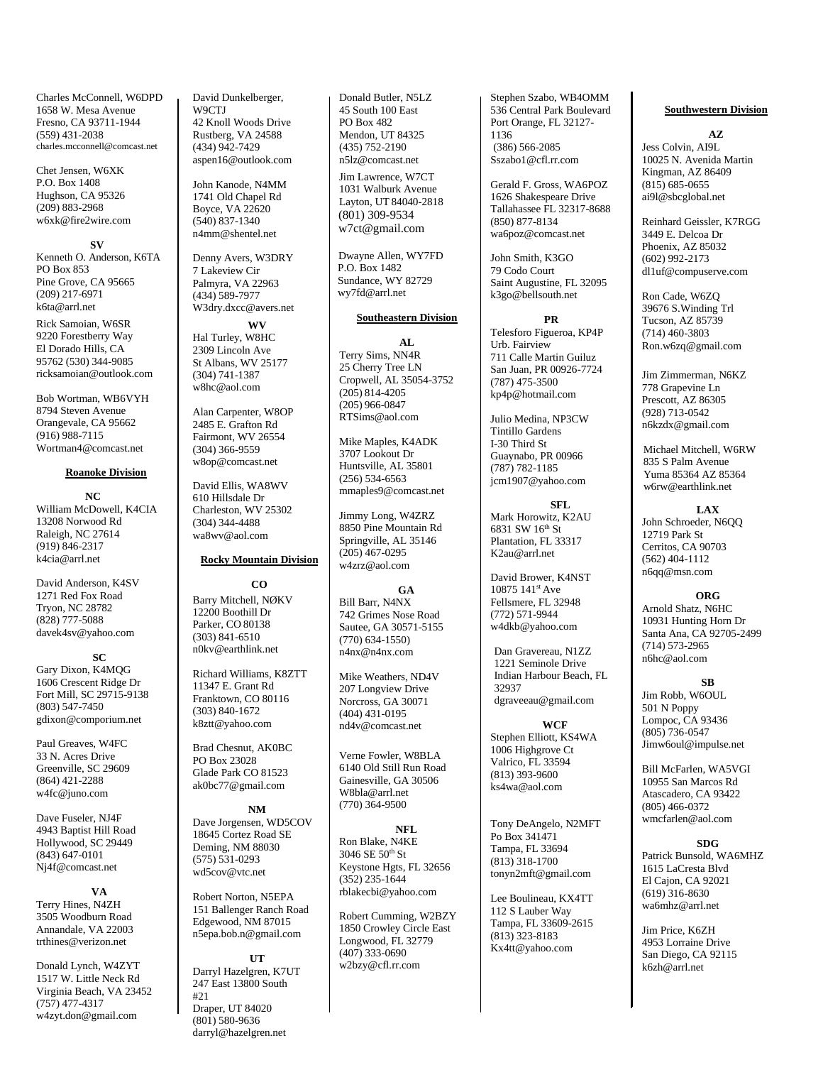Charles McConnell, W6DPD
1658 W. Mesa Avenue
Fresno, CA 93711-1944
(559) 431-2038
charles.mcconnell@comcast.net

Chet Jensen, W6XK
P.O. Box 1408
Hughson, CA 95326
(209) 883-2968
w6xk@fire2wire.com

**SV**

Kenneth O. Anderson, K6TA
PO Box 853
Pine Grove, CA 95665
(209) 217-6971
k6ta@arrl.net

Rick Samoian, W6SR
9220 Forestberry Way
El Dorado Hills, CA
95762 (530) 344-9085
ricksamoian@outlook.com

Bob Wortman, WB6VYH
8794 Steven Avenue
Orangevale, CA 95662
(916) 988-7115
Wortman4@comcast.net

## Roanoke Division

**NC**

William McDowell, K4CIA
13208 Norwood Rd
Raleigh, NC 27614
(919) 846-2317
k4cia@arrl.net

David Anderson, K4SV
1271 Red Fox Road
Tryon, NC 28782
(828) 777-5088
davek4sv@yahoo.com

**SC**

Gary Dixon, K4MQG
1606 Crescent Ridge Dr
Fort Mill, SC 29715-9138
(803) 547-7450
gdixon@comporium.net

Paul Greaves, W4FC
33 N. Acres Drive
Greenville, SC 29609
(864) 421-2288
w4fc@juno.com

Dave Fuseler, NJ4F
4943 Baptist Hill Road
Hollywood, SC 29449
(843) 647-0101
Nj4f@comcast.net

**VA**

Terry Hines, N4ZH
3505 Woodburn Road
Annandale, VA 22003
trthines@verizon.net

Donald Lynch, W4ZYT
1517 W. Little Neck Rd
Virginia Beach, VA 23452
(757) 477-4317
w4zyt.don@gmail.com

David Dunkelberger, W9CTJ
42 Knoll Woods Drive
Rustberg, VA 24588
(434) 942-7429
aspen16@outlook.com

John Kanode, N4MM
1741 Old Chapel Rd
Boyce, VA 22620
(540) 837-1340
n4mm@shentel.net

Denny Avers, W3DRY
7 Lakeview Cir
Palmyra, VA 22963
(434) 589-7977
W3dry.dxcc@avers.net

**WV**

Hal Turley, W8HC
2309 Lincoln Ave
St Albans, WV 25177
(304) 741-1387
w8hc@aol.com

Alan Carpenter, W8OP
2485 E. Grafton Rd
Fairmont, WV 26554
(304) 366-9559
w8op@comcast.net

David Ellis, WA8WV
610 Hillsdale Dr
Charleston, WV 25302
(304) 344-4488
wa8wv@aol.com

## Rocky Mountain Division

**CO**

Barry Mitchell, NØKV
12200 Boothill Dr
Parker, CO 80138
(303) 841-6510
n0kv@earthlink.net

Richard Williams, K8ZTT
11347 E. Grant Rd
Franktown, CO 80116
(303) 840-1672
k8ztt@yahoo.com

Brad Chesnut, AK0BC
PO Box 23028
Glade Park CO 81523
ak0bc77@gmail.com

**NM**

Dave Jorgensen, WD5COV
18645 Cortez Road SE
Deming, NM 88030
(575) 531-0293
wd5cov@vtc.net

Robert Norton, N5EPA
151 Ballenger Ranch Road
Edgewood, NM 87015
n5epa.bob.n@gmail.com

**UT**

Darryl Hazelgren, K7UT
247 East 13800 South
#21
Draper, UT 84020
(801) 580-9636
darryl@hazelgren.net

Donald Butler, N5LZ
45 South 100 East
PO Box 482
Mendon, UT 84325
(435) 752-2190
n5lz@comcast.net

Jim Lawrence, W7CT
1031 Walburk Avenue
Layton, UT 84040-2818
(801) 309-9534
w7ct@gmail.com

Dwayne Allen, WY7FD
P.O. Box 1482
Sundance, WY 82729
wy7fd@arrl.net

## Southeastern Division

**AL**

Terry Sims, NN4R
25 Cherry Tree LN
Cropwell, AL 35054-3752
(205) 814-4205
(205) 966-0847
RTSims@aol.com

Mike Maples, K4ADK
3707 Lookout Dr
Huntsville, AL 35801
(256) 534-6563
mmaples9@comcast.net

Jimmy Long, W4ZRZ
8850 Pine Mountain Rd
Springville, AL 35146
(205) 467-0295
w4zrz@aol.com

**GA**

Bill Barr, N4NX
742 Grimes Nose Road
Sautee, GA 30571-5155
(770) 634-1550)
n4nx@n4nx.com

Mike Weathers, ND4V
207 Longview Drive
Norcross, GA 30071
(404) 431-0195
nd4v@comcast.net

Verne Fowler, W8BLA
6140 Old Still Run Road
Gainesville, GA 30506
W8bla@arrl.net
(770) 364-9500

**NFL**

Ron Blake, N4KE
3046 SE 50th St
Keystone Hgts, FL 32656
(352) 235-1644
rblakecbi@yahoo.com

Robert Cumming, W2BZY
1850 Crowley Circle East
Longwood, FL 32779
(407) 333-0690
w2bzy@cfl.rr.com

Stephen Szabo, WB4OMM
536 Central Park Boulevard
Port Orange, FL 32127-1136
(386) 566-2085
Sszabo1@cfl.rr.com

Gerald F. Gross, WA6POZ
1626 Shakespeare Drive
Tallahassee FL 32317-8688
(850) 877-8134
wa6poz@comcast.net

John Smith, K3GO
79 Codo Court
Saint Augustine, FL 32095
k3go@bellsouth.net

**PR**

Telesforo Figueroa, KP4P
Urb. Fairview
711 Calle Martin Guiluz
San Juan, PR 00926-7724
(787) 475-3500
kp4p@hotmail.com

Julio Medina, NP3CW
Tintillo Gardens
I-30 Third St
Guaynabo, PR 00966
(787) 782-1185
jcm1907@yahoo.com

**SFL**

Mark Horowitz, K2AU
6831 SW 16th St
Plantation, FL 33317
K2au@arrl.net

David Brower, K4NST
10875 141st Ave
Fellsmere, FL 32948
(772) 571-9944
w4dkb@yahoo.com

Dan Gravereau, N1ZZ
1221 Seminole Drive
Indian Harbour Beach, FL 32937
dgraveeau@gmail.com

**WCF**

Stephen Elliott, KS4WA
1006 Highgrove Ct
Valrico, FL 33594
(813) 393-9600
ks4wa@aol.com

Tony DeAngelo, N2MFT
Po Box 341471
Tampa, FL 33694
(813) 318-1700
tonyn2mft@gmail.com

Lee Boulineau, KX4TT
112 S Lauber Way
Tampa, FL 33609-2615
(813) 323-8183
Kx4tt@yahoo.com

## Southwestern Division

**AZ**

Jess Colvin, AI9L
10025 N. Avenida Martin
Kingman, AZ 86409
(815) 685-0655
ai9l@sbcglobal.net

Reinhard Geissler, K7RGG
3449 E. Delcoa Dr
Phoenix, AZ 85032
(602) 992-2173
dl1uf@compuserve.com

Ron Cade, W6ZQ
39676 S.Winding Trl
Tucson, AZ 85739
(714) 460-3803
Ron.w6zq@gmail.com

Jim Zimmerman, N6KZ
778 Grapevine Ln
Prescott, AZ 86305
(928) 713-0542
n6kzdx@gmail.com

Michael Mitchell, W6RW
835 S Palm Avenue
Yuma 85364 AZ 85364
w6rw@earthlink.net

**LAX**

John Schroeder, N6QQ
12719 Park St
Cerritos, CA 90703
(562) 404-1112
n6qq@msn.com

**ORG**

Arnold Shatz, N6HC
10931 Hunting Horn Dr
Santa Ana, CA 92705-2499
(714) 573-2965
n6hc@aol.com

**SB**

Jim Robb, W6OUL
501 N Poppy
Lompoc, CA 93436
(805) 736-0547
Jimw6oul@impulse.net

Bill McFarlen, WA5VGI
10955 San Marcos Rd
Atascadero, CA 93422
(805) 466-0372
wmcfarlen@aol.com

**SDG**

Patrick Bunsold, WA6MHZ
1615 LaCresta Blvd
El Cajon, CA 92021
(619) 316-8630
wa6mhz@arrl.net

Jim Price, K6ZH
4953 Lorraine Drive
San Diego, CA 92115
k6zh@arrl.net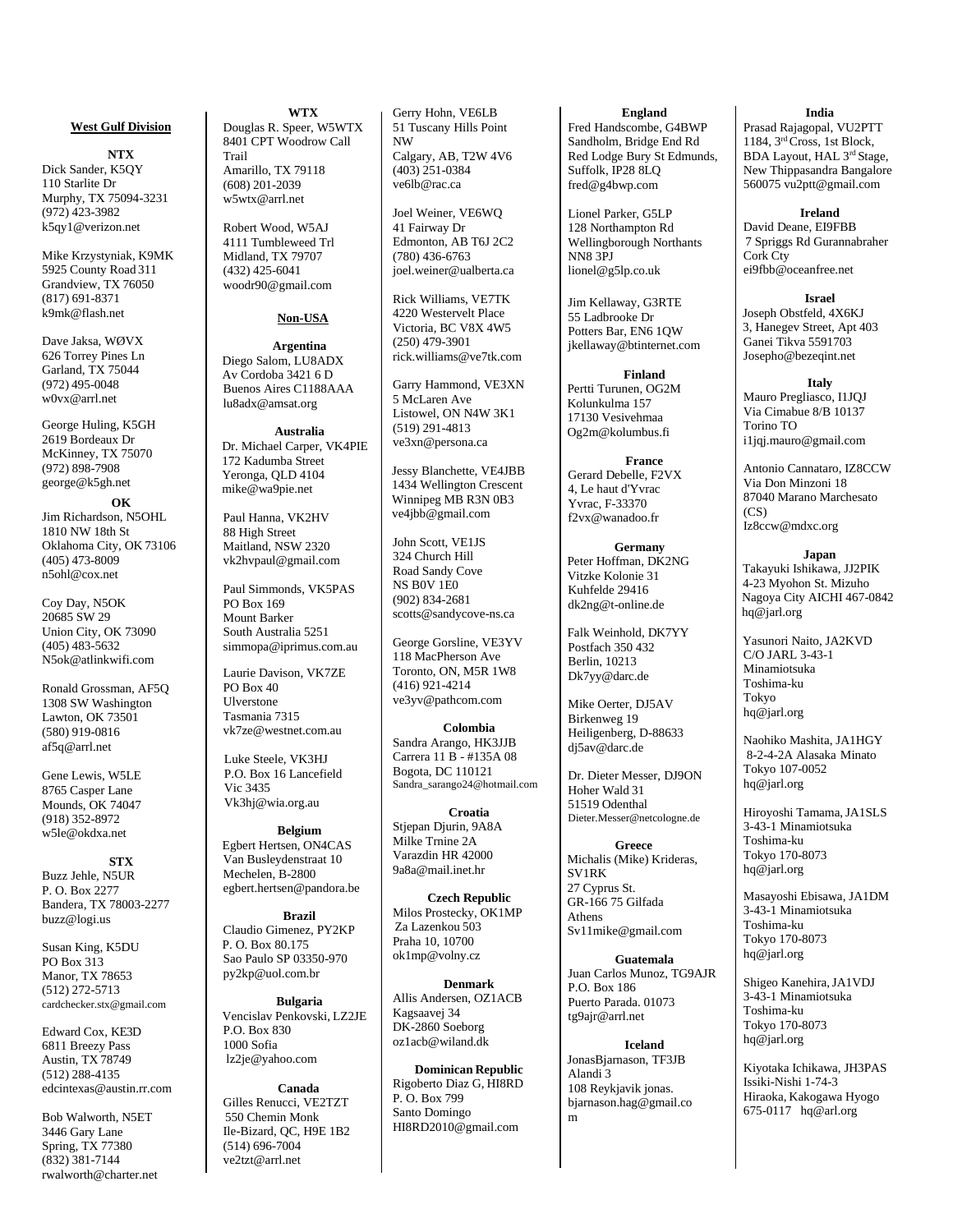## West Gulf Division

### NTX

Dick Sander, K5QY
110 Starlite Dr
Murphy, TX 75094-3231
(972) 423-3982
k5qy1@verizon.net

Mike Krzystyniak, K9MK
5925 County Road 311
Grandview, TX 76050
(817) 691-8371
k9mk@flash.net

Dave Jaksa, WØVX
626 Torrey Pines Ln
Garland, TX 75044
(972) 495-0048
w0vx@arrl.net

George Huling, K5GH
2619 Bordeaux Dr
McKinney, TX 75070
(972) 898-7908
george@k5gh.net

### OK

Jim Richardson, N5OHL
1810 NW 18th St
Oklahoma City, OK 73106
(405) 473-8009
n5ohl@cox.net

Coy Day, N5OK
20685 SW 29
Union City, OK 73090
(405) 483-5632
N5ok@atlinkwifi.com

Ronald Grossman, AF5Q
1308 SW Washington
Lawton, OK 73501
(580) 919-0816
af5q@arrl.net

Gene Lewis, W5LE
8765 Casper Lane
Mounds, OK 74047
(918) 352-8972
w5le@okdxa.net

### STX

Buzz Jehle, N5UR
P. O. Box 2277
Bandera, TX 78003-2277
buzz@logi.us

Susan King, K5DU
PO Box 313
Manor, TX 78653
(512) 272-5713
cardchecker.stx@gmail.com

Edward Cox, KE3D
6811 Breezy Pass
Austin, TX 78749
(512) 288-4135
edcintexas@austin.rr.com

Bob Walworth, N5ET
3446 Gary Lane
Spring, TX 77380
(832) 381-7144
rwalworth@charter.net

### WTX

Douglas R. Speer, W5WTX
8401 CPT Woodrow Call Trail
Amarillo, TX 79118
(608) 201-2039
w5wtx@arrl.net

Robert Wood, W5AJ
4111 Tumbleweed Trl
Midland, TX 79707
(432) 425-6041
woodr90@gmail.com

## Non-USA

### Argentina

Diego Salom, LU8ADX
Av Cordoba 3421 6 D
Buenos Aires C1188AAA
lu8adx@amsat.org

### Australia

Dr. Michael Carper, VK4PIE
172 Kadumba Street
Yeronga, QLD 4104
mike@wa9pie.net

Paul Hanna, VK2HV
88 High Street
Maitland, NSW 2320
vk2hvpaul@gmail.com

Paul Simmonds, VK5PAS
PO Box 169
Mount Barker
South Australia 5251
simmopa@iprimus.com.au

Laurie Davison, VK7ZE
PO Box 40
Ulverstone
Tasmania 7315
vk7ze@westnet.com.au

Luke Steele, VK3HJ
P.O. Box 16 Lancefield
Vic 3435
Vk3hj@wia.org.au

### Belgium

Egbert Hertsen, ON4CAS
Van Busleydenstraat 10
Mechelen, B-2800
egbert.hertsen@pandora.be

### Brazil

Claudio Gimenez, PY2KP
P. O. Box 80.175
Sao Paulo SP 03350-970
py2kp@uol.com.br

### Bulgaria

Vencislav Penkovski, LZ2JE
P.O. Box 830
1000 Sofia
lz2je@yahoo.com

### Canada

Gilles Renucci, VE2TZT
550 Chemin Monk
Ile-Bizard, QC, H9E 1B2
(514) 696-7004
ve2tzt@arrl.net

Gerry Hohn, VE6LB
51 Tuscany Hills Point NW
Calgary, AB, T2W 4V6
(403) 251-0384
ve6lb@rac.ca

Joel Weiner, VE6WQ
41 Fairway Dr
Edmonton, AB T6J 2C2
(780) 436-6763
joel.weiner@ualberta.ca

Rick Williams, VE7TK
4220 Westervelt Place
Victoria, BC V8X 4W5
(250) 479-3901
rick.williams@ve7tk.com

Garry Hammond, VE3XN
5 McLaren Ave
Listowel, ON N4W 3K1
(519) 291-4813
ve3xn@persona.ca

Jessy Blanchette, VE4JBB
1434 Wellington Crescent
Winnipeg MB R3N 0B3
ve4jbb@gmail.com

John Scott, VE1JS
324 Church Hill Road Sandy Cove
NS B0V 1E0
(902) 834-2681
scotts@sandycove-ns.ca

George Gorsline, VE3YV
118 MacPherson Ave
Toronto, ON, M5R 1W8
(416) 921-4214
ve3yv@pathcom.com

### Colombia

Sandra Arango, HK3JJB
Carrera 11 B - #135A 08
Bogota, DC 110121
Sandra_sarango24@hotmail.com

### Croatia

Stjepan Djurin, 9A8A
Milke Trnine 2A
Varazdin HR 42000
9a8a@mail.inet.hr

### Czech Republic

Milos Prostecky, OK1MP
Za Lazenkou 503
Praha 10, 10700
ok1mp@volny.cz

### Denmark

Allis Andersen, OZ1ACB
Kagsaavej 34
DK-2860 Soeborg
oz1acb@wiland.dk

### Dominican Republic

Rigoberto Diaz G, HI8RD
P. O. Box 799
Santo Domingo
HI8RD2010@gmail.com

### England

Fred Handscombe, G4BWP
Sandholm, Bridge End Rd
Red Lodge Bury St Edmunds, Suffolk, IP28 8LQ
fred@g4bwp.com

Lionel Parker, G5LP
128 Northampton Rd
Wellingborough Northants
NN8 3PJ
lionel@g5lp.co.uk

Jim Kellaway, G3RTE
55 Ladbrooke Dr
Potters Bar, EN6 1QW
jkellaway@btinternet.com

### Finland

Pertti Turunen, OG2M
Kolunkulma 157
17130 Vesivehmaa
Og2m@kolumbus.fi

### France

Gerard Debelle, F2VX
4, Le haut d'Yvrac
Yvrac, F-33370
f2vx@wanadoo.fr

### Germany

Peter Hoffman, DK2NG
Vitzke Kolonie 31
Kuhfelde 29416
dk2ng@t-online.de

Falk Weinhold, DK7YY
Postfach 350 432
Berlin, 10213
Dk7yy@darc.de

Mike Oerter, DJ5AV
Birkenweg 19
Heiligenberg, D-88633
dj5av@darc.de

Dr. Dieter Messer, DJ9ON
Hoher Wald 31
51519 Odenthal
Dieter.Messer@netcologne.de

### Greece

Michalis (Mike) Krideras, SV1RK
27 Cyprus St.
GR-166 75 Gilfada
Athens
Sv11mike@gmail.com

### Guatemala

Juan Carlos Munoz, TG9AJR
P.O. Box 186
Puerto Parada. 01073
tg9ajr@arrl.net

### Iceland

JonasBjarnason, TF3JB
Alandi 3
108 Reykjavik jonas.
bjarnason.hag@gmail.com

### India

Prasad Rajagopal, VU2PTT
1184, 3rd Cross, 1st Block,
BDA Layout, HAL 3rd Stage,
New Thippasandra Bangalore
560075 vu2ptt@gmail.com

### Ireland

David Deane, EI9FBB
7 Spriggs Rd Gurannabraher
Cork Cty
ei9fbb@oceanfree.net

### Israel

Joseph Obstfeld, 4X6KJ
3, Hanegev Street, Apt 403
Ganei Tikva 5591703
Josepho@bezeqint.net

### Italy

Mauro Pregliasco, I1JQJ
Via Cimabue 8/B 10137
Torino TO
i1jqj.mauro@gmail.com

Antonio Cannataro, IZ8CCW
Via Don Minzoni 18
87040 Marano Marchesato (CS)
Iz8ccw@mdxc.org

### Japan

Takayuki Ishikawa, JJ2PIK
4-23 Myohon St. Mizuho
Nagoya City AICHI 467-0842
hq@jarl.org

Yasunori Naito, JA2KVD
C/O JARL 3-43-1
Minamiotsuka
Toshima-ku
Tokyo
hq@jarl.org

Naohiko Mashita, JA1HGY
8-2-4-2A Alasaka Minato
Tokyo 107-0052
hq@jarl.org

Hiroyoshi Tamama, JA1SLS
3-43-1 Minamiotsuka
Toshima-ku
Tokyo 170-8073
hq@jarl.org

Masayoshi Ebisawa, JA1DM
3-43-1 Minamiotsuka
Toshima-ku
Tokyo 170-8073
hq@jarl.org

Shigeo Kanehira, JA1VDJ
3-43-1 Minamiotsuka
Toshima-ku
Tokyo 170-8073
hq@jarl.org

Kiyotaka Ichikawa, JH3PAS
Issiki-Nishi 1-74-3
Hiraoka, Kakogawa Hyogo
675-0117 hq@arl.org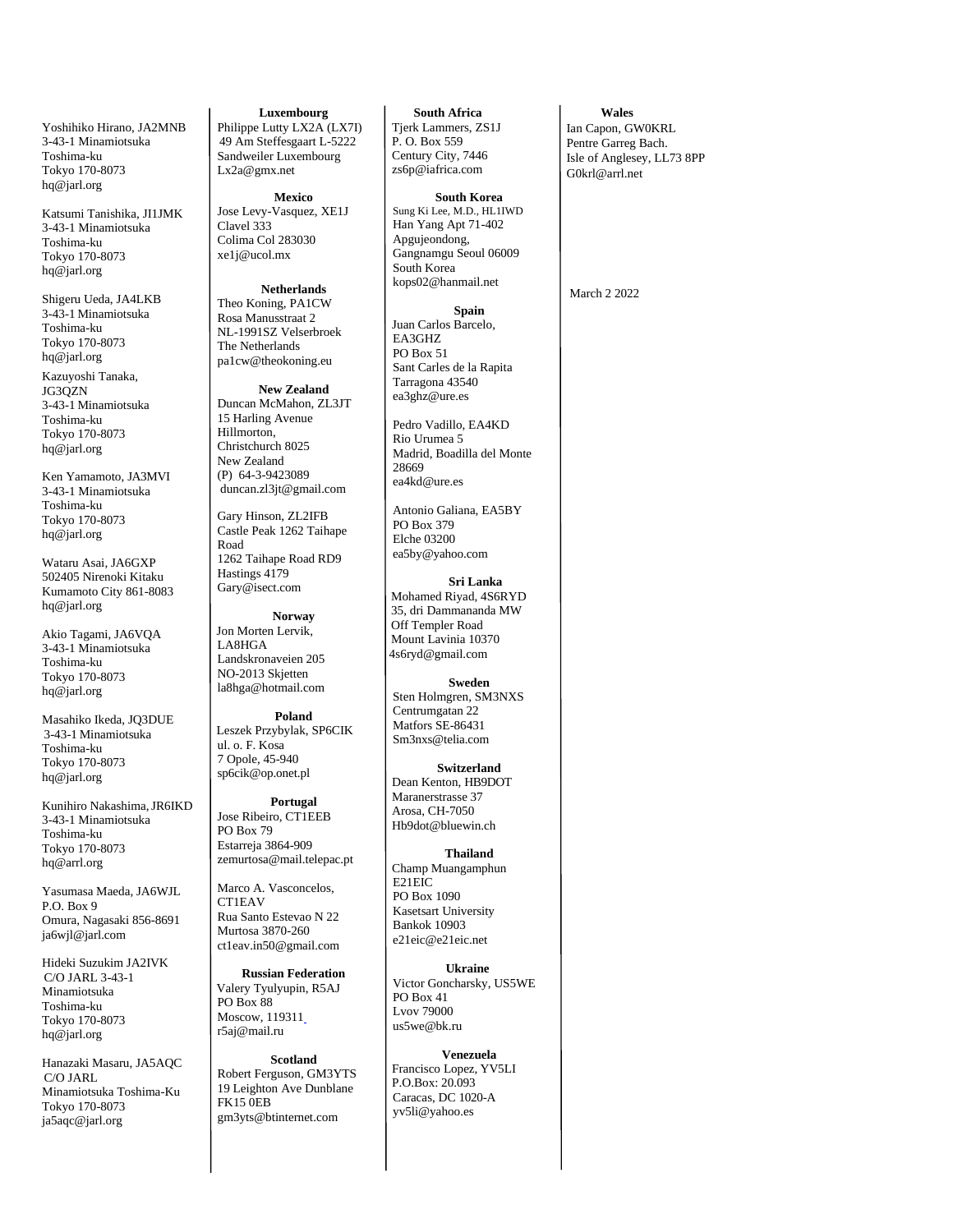Yoshihiko Hirano, JA2MNB
3-43-1 Minamiotsuka
Toshima-ku
Tokyo 170-8073
hq@jarl.org

Katsumi Tanishika, JI1JMK
3-43-1 Minamiotsuka
Toshima-ku
Tokyo 170-8073
hq@jarl.org

Shigeru Ueda, JA4LKB
3-43-1 Minamiotsuka
Toshima-ku
Tokyo 170-8073
hq@jarl.org

Kazuyoshi Tanaka, JG3QZN
3-43-1 Minamiotsuka
Toshima-ku
Tokyo 170-8073
hq@jarl.org

Ken Yamamoto, JA3MVI
3-43-1 Minamiotsuka
Toshima-ku
Tokyo 170-8073
hq@jarl.org

Wataru Asai, JA6GXP
502405 Nirenoki Kitaku
Kumamoto City 861-8083
hq@jarl.org

Akio Tagami, JA6VQA
3-43-1 Minamiotsuka
Toshima-ku
Tokyo 170-8073
hq@jarl.org

Masahiko Ikeda, JQ3DUE
3-43-1 Minamiotsuka
Toshima-ku
Tokyo 170-8073
hq@jarl.org

Kunihiro Nakashima, JR6IKD
3-43-1 Minamiotsuka
Toshima-ku
Tokyo 170-8073
hq@arrl.org

Yasumasa Maeda, JA6WJL
P.O. Box 9
Omura, Nagasaki 856-8691
ja6wjl@jarl.com

Hideki Suzukim JA2IVK
C/O JARL 3-43-1
Minamiotsuka
Toshima-ku
Tokyo 170-8073
hq@jarl.org

Hanazaki Masaru, JA5AQC
C/O JARL
Minamiotsuka Toshima-Ku
Tokyo 170-8073
ja5aqc@jarl.org

**Luxembourg**
Philippe Lutty LX2A (LX7I)
49 Am Steffesgaart L-5222
Sandweiler Luxembourg
Lx2a@gmx.net

**Mexico**
Jose Levy-Vasquez, XE1J
Clavel 333
Colima Col 283030
xe1j@ucol.mx

**Netherlands**
Theo Koning, PA1CW
Rosa Manusstraat 2
NL-1991SZ Velserbroek
The Netherlands
pa1cw@theokoning.eu

**New Zealand**
Duncan McMahon, ZL3JT
15 Harling Avenue
Hillmorton,
Christchurch 8025
New Zealand
(P) 64-3-9423089
duncan.zl3jt@gmail.com

Gary Hinson, ZL2IFB
Castle Peak 1262 Taihape Road
1262 Taihape Road RD9
Hastings 4179
Gary@isect.com

**Norway**
Jon Morten Lervik, LA8HGA
Landskronaveien 205
NO-2013 Skjetten
la8hga@hotmail.com

**Poland**
Leszek Przybylak, SP6CIK
ul. o. F. Kosa
7 Opole, 45-940
sp6cik@op.onet.pl

**Portugal**
Jose Ribeiro, CT1EEB
PO Box 79
Estarreja 3864-909
zemurtosa@mail.telepac.pt

Marco A. Vasconcelos, CT1EAV
Rua Santo Estevao N 22
Murtosa 3870-260
ct1eav.in50@gmail.com

**Russian Federation**
Valery Tyulyupin, R5AJ
PO Box 88
Moscow, 119311
r5aj@mail.ru

**Scotland**
Robert Ferguson, GM3YTS
19 Leighton Ave Dunblane
FK15 0EB
gm3yts@btinternet.com

**South Africa**
Tjerk Lammers, ZS1J
P. O. Box 559
Century City, 7446
zs6p@iafrica.com

**South Korea**
Sung Ki Lee, M.D., HL1IWD
Han Yang Apt 71-402
Apgujeondong,
Gangnamgu Seoul 06009
South Korea
kops02@hanmail.net

**Spain**
Juan Carlos Barcelo, EA3GHZ
PO Box 51
Sant Carles de la Rapita
Tarragona 43540
ea3ghz@ure.es

Pedro Vadillo, EA4KD
Rio Urumea 5
Madrid, Boadilla del Monte
28669
ea4kd@ure.es

Antonio Galiana, EA5BY
PO Box 379
Elche 03200
ea5by@yahoo.com

**Sri Lanka**
Mohamed Riyad, 4S6RYD
35, dri Dammananda MW
Off Templer Road
Mount Lavinia 10370
4s6ryd@gmail.com

**Sweden**
Sten Holmgren, SM3NXS
Centrumgatan 22
Matfors SE-86431
Sm3nxs@telia.com

**Switzerland**
Dean Kenton, HB9DOT
Maranerstrasse 37
Arosa, CH-7050
Hb9dot@bluewin.ch

**Thailand**
Champ Muangamphun E21EIC
PO Box 1090
Kasetsart University
Bankok 10903
e21eic@e21eic.net

**Ukraine**
Victor Goncharsky, US5WE
PO Box 41
Lvov 79000
us5we@bk.ru

**Venezuela**
Francisco Lopez, YV5LI
P.O.Box: 20.093
Caracas, DC 1020-A
yv5li@yahoo.es

**Wales**
Ian Capon, GW0KRL
Pentre Garreg Bach.
Isle of Anglesey, LL73 8PP
G0krl@arrl.net

March 2 2022